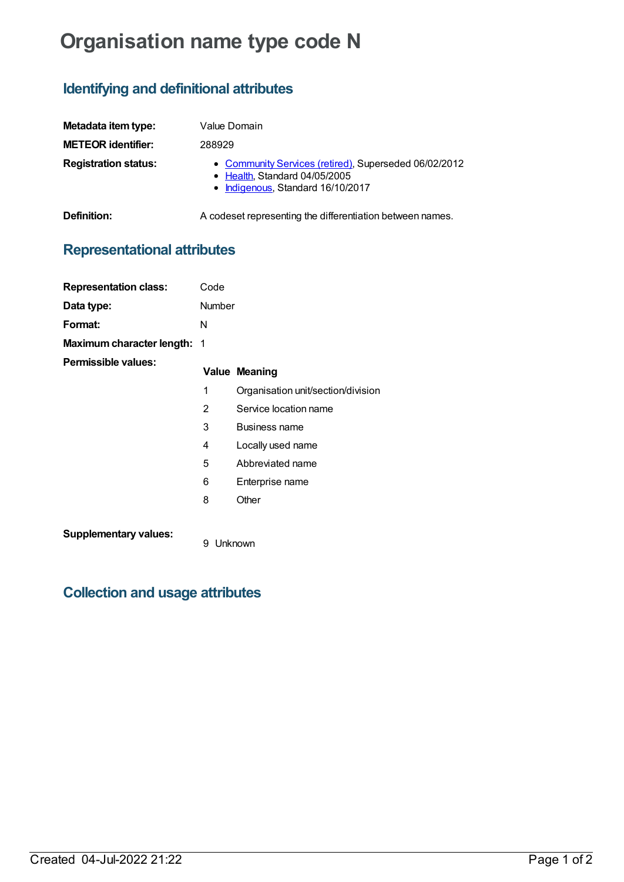# Organisation name type code N

## Identifying and definitional attributes

**Metadata item type:** Value Domain

**METEOR identifier:** 288929

**Registration status:**
- Community Services (retired), Superseded 06/02/2012
- Health, Standard 04/05/2005
- Indigenous, Standard 16/10/2017

**Definition:** A codeset representing the differentiation between names.

## Representational attributes

**Representation class:** Code

**Data type:** Number

**Format:** N

**Maximum character length:** 1

**Permissible values:**

| Value | Meaning |
|---|---|
| 1 | Organisation unit/section/division |
| 2 | Service location name |
| 3 | Business name |
| 4 | Locally used name |
| 5 | Abbreviated name |
| 6 | Enterprise name |
| 8 | Other |

**Supplementary values:**

| Value | Meaning |
|---|---|
| 9 | Unknown |

## Collection and usage attributes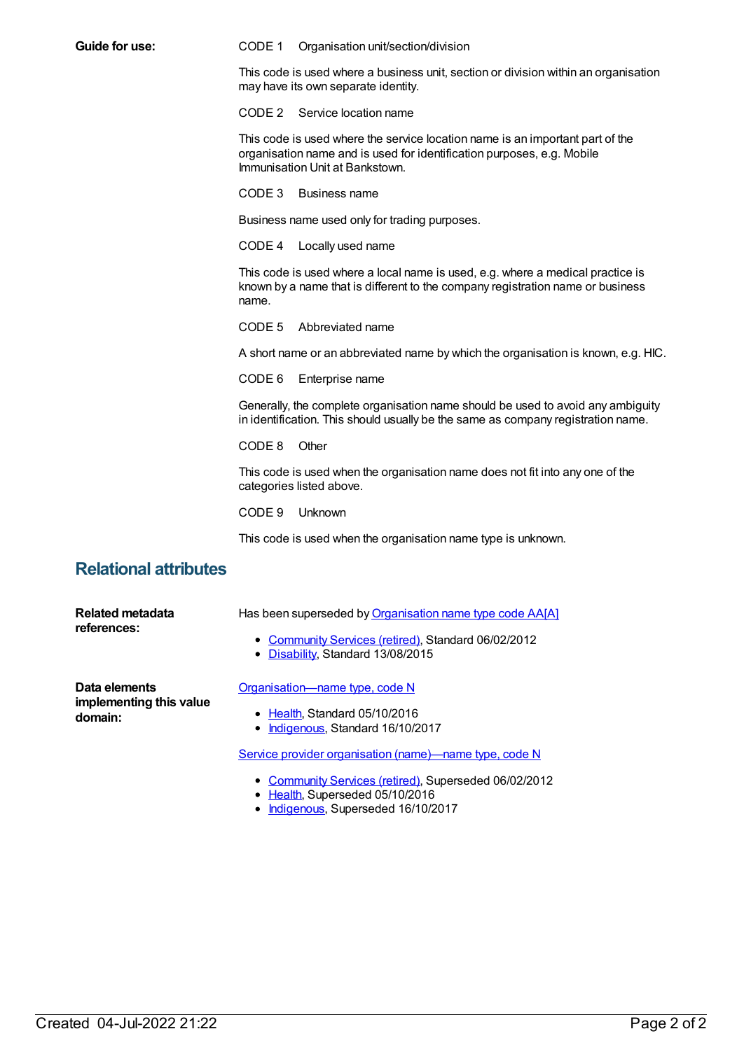**Guide for use:**

CODE 1 Organisation unit/section/division

This code is used where a business unit, section or division within an organisation may have its own separate identity.

CODE 2 Service location name

This code is used where the service location name is an important part of the organisation name and is used for identification purposes, e.g. Mobile Immunisation Unit at Bankstown.

CODE 3 Business name

Business name used only for trading purposes.

CODE 4 Locally used name

This code is used where a local name is used, e.g. where a medical practice is known by a name that is different to the company registration name or business name.

CODE 5 Abbreviated name

A short name or an abbreviated name by which the organisation is known, e.g. HIC.

CODE 6 Enterprise name

Generally, the complete organisation name should be used to avoid any ambiguity in identification. This should usually be the same as company registration name.

CODE 8 Other

This code is used when the organisation name does not fit into any one of the categories listed above.

CODE 9 Unknown

This code is used when the organisation name type is unknown.

## Relational attributes

**Related metadata references:**

Has been superseded by Organisation name type code AA[A]

- Community Services (retired), Standard 06/02/2012
- Disability, Standard 13/08/2015

**Data elements implementing this value domain:**

Organisation—name type, code N

- Health, Standard 05/10/2016
- Indigenous, Standard 16/10/2017

Service provider organisation (name)—name type, code N

- Community Services (retired), Superseded 06/02/2012
- Health, Superseded 05/10/2016
- Indigenous, Superseded 16/10/2017